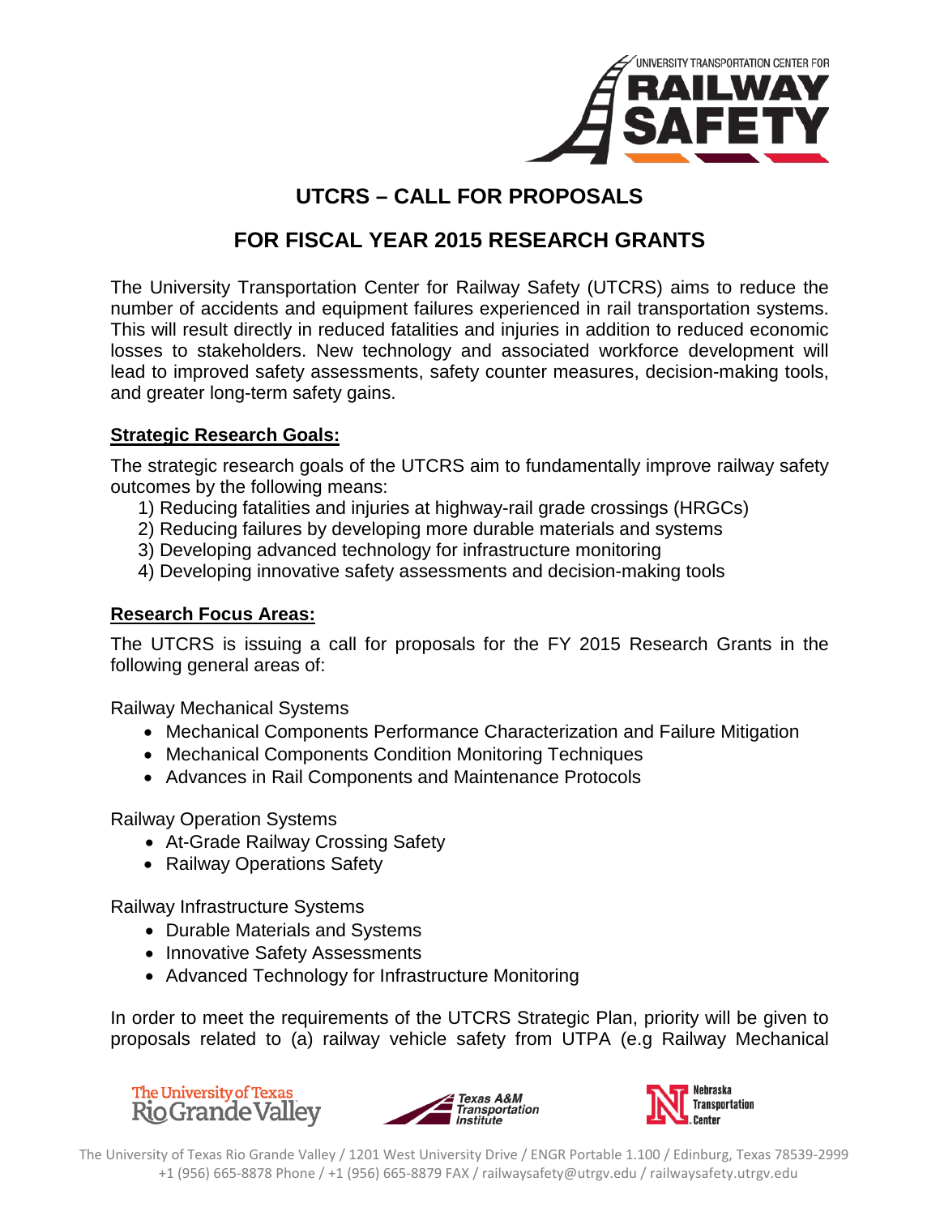# UTCRS – CALL FOR PROPOSALS

## FOR FISCAL YEAR 2015 RESEARCH GRANTS

The University Transportation Center for Railway Safety (UTCRS) aims to reduce the number of accidents and equipment failures experienced in rail transportation systems. This will result directly in reduced fatalities and injuries in addition to reduced economic losses to stakeholders. New technology and associated workforce development will lead to improved safety assessments, safety counter measures, decision-making tools, and greater long-term safety gains.

**Strategic Research Goals:**

The strategic research goals of the UTCRS aim to fundamentally improve railway safety outcomes by the following means:

1) Reducing fatalities and injuries at highway-rail grade crossings (HRGCs)
2) Reducing failures by developing more durable materials and systems
3) Developing advanced technology for infrastructure monitoring
4) Developing innovative safety assessments and decision-making tools

**Research Focus Areas:**

The UTCRS is issuing a call for proposals for the FY 2015 Research Grants in the following general areas of:

Railway Mechanical Systems

- Mechanical Components Performance Characterization and Failure Mitigation
- Mechanical Components Condition Monitoring Techniques
- Advances in Rail Components and Maintenance Protocols

Railway Operation Systems

- At-Grade Railway Crossing Safety
- Railway Operations Safety

Railway Infrastructure Systems

- Durable Materials and Systems
- Innovative Safety Assessments
- Advanced Technology for Infrastructure Monitoring

In order to meet the requirements of the UTCRS Strategic Plan, priority will be given to proposals related to (a) railway vehicle safety from UTPA (e.g Railway Mechanical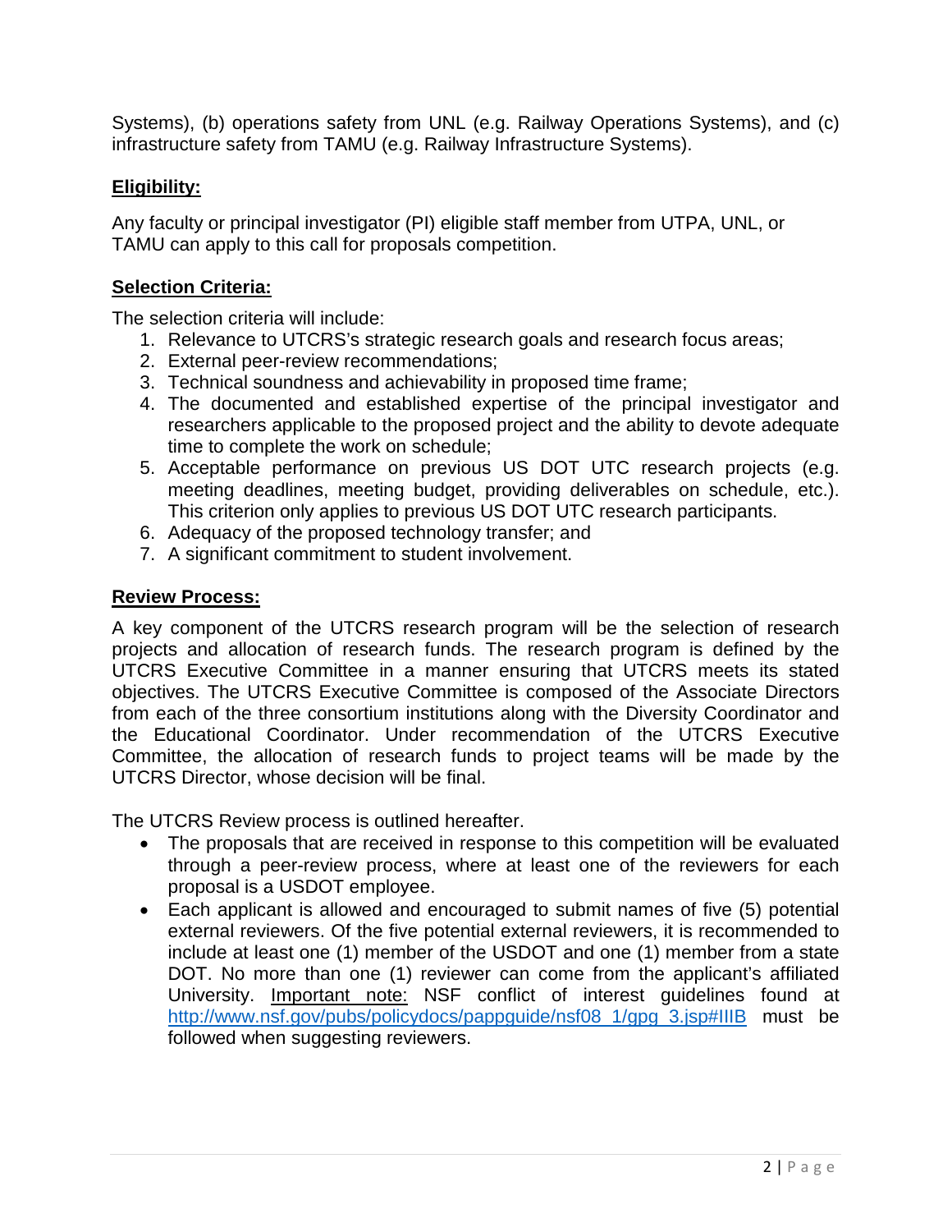Systems), (b) operations safety from UNL (e.g. Railway Operations Systems), and (c) infrastructure safety from TAMU (e.g. Railway Infrastructure Systems).

## Eligibility:

Any faculty or principal investigator (PI) eligible staff member from UTPA, UNL, or TAMU can apply to this call for proposals competition.

## Selection Criteria:

The selection criteria will include:

1. Relevance to UTCRS's strategic research goals and research focus areas;
2. External peer-review recommendations;
3. Technical soundness and achievability in proposed time frame;
4. The documented and established expertise of the principal investigator and researchers applicable to the proposed project and the ability to devote adequate time to complete the work on schedule;
5. Acceptable performance on previous US DOT UTC research projects (e.g. meeting deadlines, meeting budget, providing deliverables on schedule, etc.). This criterion only applies to previous US DOT UTC research participants.
6. Adequacy of the proposed technology transfer; and
7. A significant commitment to student involvement.

## Review Process:

A key component of the UTCRS research program will be the selection of research projects and allocation of research funds. The research program is defined by the UTCRS Executive Committee in a manner ensuring that UTCRS meets its stated objectives. The UTCRS Executive Committee is composed of the Associate Directors from each of the three consortium institutions along with the Diversity Coordinator and the Educational Coordinator. Under recommendation of the UTCRS Executive Committee, the allocation of research funds to project teams will be made by the UTCRS Director, whose decision will be final.

The UTCRS Review process is outlined hereafter.

- The proposals that are received in response to this competition will be evaluated through a peer-review process, where at least one of the reviewers for each proposal is a USDOT employee.
- Each applicant is allowed and encouraged to submit names of five (5) potential external reviewers. Of the five potential external reviewers, it is recommended to include at least one (1) member of the USDOT and one (1) member from a state DOT. No more than one (1) reviewer can come from the applicant's affiliated University. Important note: NSF conflict of interest guidelines found at http://www.nsf.gov/pubs/policydocs/pappguide/nsf08_1/gpg_3.jsp#IIIB must be followed when suggesting reviewers.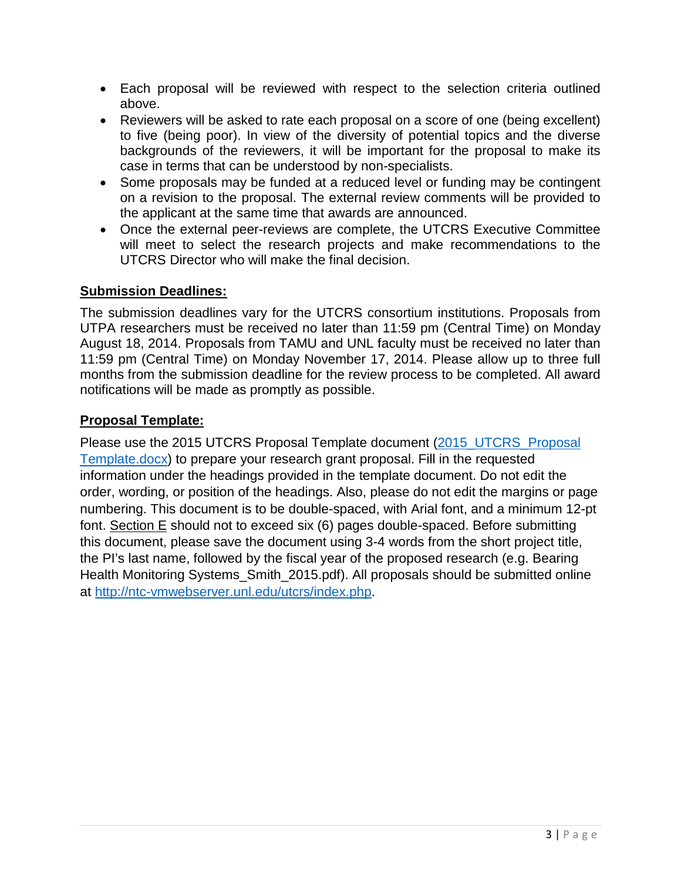- Each proposal will be reviewed with respect to the selection criteria outlined above.
- Reviewers will be asked to rate each proposal on a score of one (being excellent) to five (being poor). In view of the diversity of potential topics and the diverse backgrounds of the reviewers, it will be important for the proposal to make its case in terms that can be understood by non-specialists.
- Some proposals may be funded at a reduced level or funding may be contingent on a revision to the proposal. The external review comments will be provided to the applicant at the same time that awards are announced.
- Once the external peer-reviews are complete, the UTCRS Executive Committee will meet to select the research projects and make recommendations to the UTCRS Director who will make the final decision.

**Submission Deadlines:**

The submission deadlines vary for the UTCRS consortium institutions. Proposals from UTPA researchers must be received no later than 11:59 pm (Central Time) on Monday August 18, 2014. Proposals from TAMU and UNL faculty must be received no later than 11:59 pm (Central Time) on Monday November 17, 2014. Please allow up to three full months from the submission deadline for the review process to be completed. All award notifications will be made as promptly as possible.

**Proposal Template:**

Please use the 2015 UTCRS Proposal Template document ([2015_UTCRS_Proposal Template.docx]()) to prepare your research grant proposal. Fill in the requested information under the headings provided in the template document. Do not edit the order, wording, or position of the headings. Also, please do not edit the margins or page numbering. This document is to be double-spaced, with Arial font, and a minimum 12-pt font. Section E should not to exceed six (6) pages double-spaced. Before submitting this document, please save the document using 3-4 words from the short project title, the PI's last name, followed by the fiscal year of the proposed research (e.g. Bearing Health Monitoring Systems_Smith_2015.pdf). All proposals should be submitted online at [http://ntc-vmwebserver.unl.edu/utcrs/index.php](http://ntc-vmwebserver.unl.edu/utcrs/index.php).